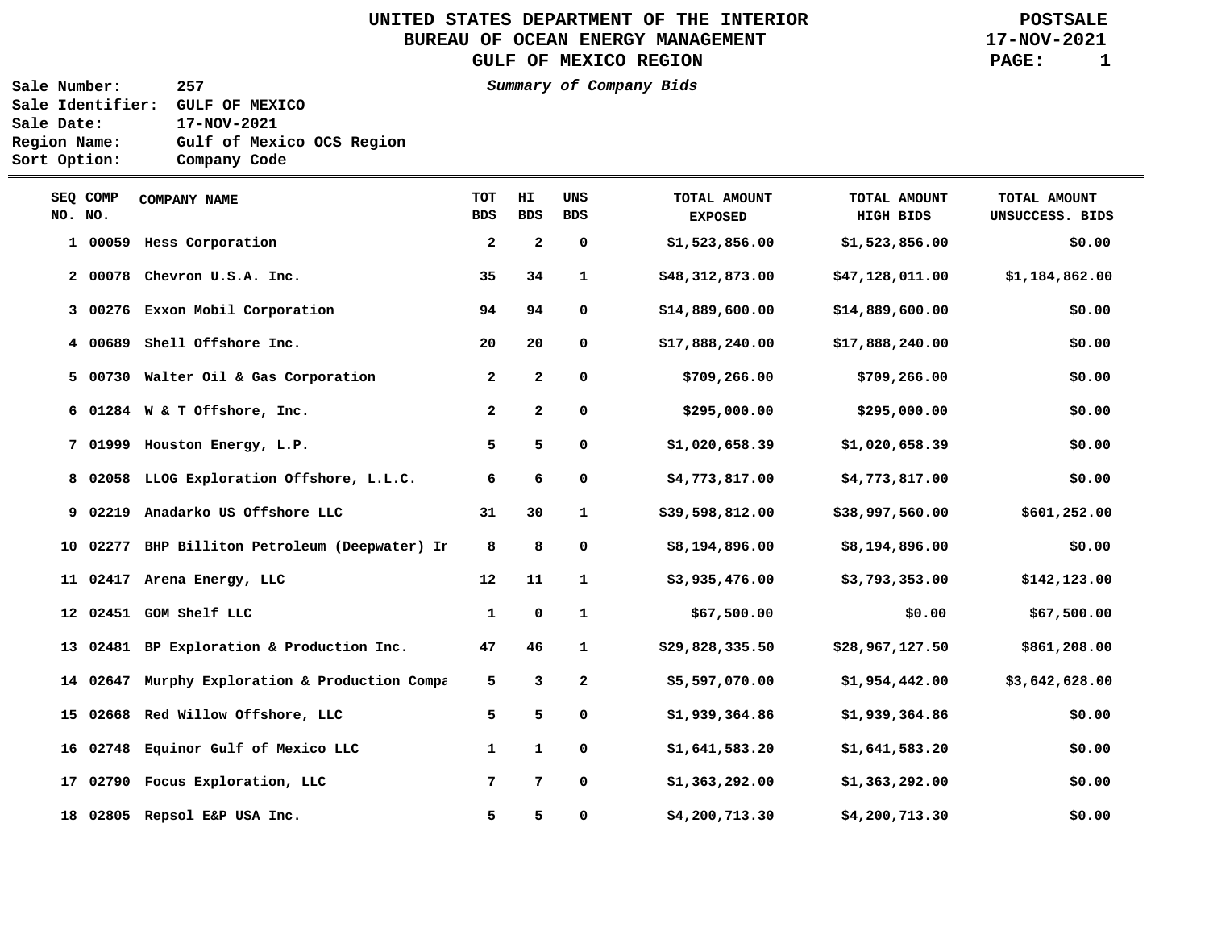# UNITED STATES DEPARTMENT OF THE INTERIOR
## BUREAU OF OCEAN ENERGY MANAGEMENT
## GULF OF MEXICO REGION

**POSTSALE**
**17-NOV-2021**

**Sale Number:** 257
**Sale Identifier:** GULF OF MEXICO
**Sale Date:** 17-NOV-2021
**Region Name:** Gulf of Mexico OCS Region
**Sort Option:** Company Code

*Summary of Company Bids*

| SEQ NO. | COMP NO. | COMPANY NAME | TOT BDS | HI BDS | UNS BDS | TOTAL AMOUNT EXPOSED | TOTAL AMOUNT HIGH BIDS | TOTAL AMOUNT UNSUCCESS. BIDS |
|---|---|---|---|---|---|---|---|---|
| 1 | 00059 | Hess Corporation | 2 | 2 | 0 | $1,523,856.00 | $1,523,856.00 | $0.00 |
| 2 | 00078 | Chevron U.S.A. Inc. | 35 | 34 | 1 | $48,312,873.00 | $47,128,011.00 | $1,184,862.00 |
| 3 | 00276 | Exxon Mobil Corporation | 94 | 94 | 0 | $14,889,600.00 | $14,889,600.00 | $0.00 |
| 4 | 00689 | Shell Offshore Inc. | 20 | 20 | 0 | $17,888,240.00 | $17,888,240.00 | $0.00 |
| 5 | 00730 | Walter Oil & Gas Corporation | 2 | 2 | 0 | $709,266.00 | $709,266.00 | $0.00 |
| 6 | 01284 | W & T Offshore, Inc. | 2 | 2 | 0 | $295,000.00 | $295,000.00 | $0.00 |
| 7 | 01999 | Houston Energy, L.P. | 5 | 5 | 0 | $1,020,658.39 | $1,020,658.39 | $0.00 |
| 8 | 02058 | LLOG Exploration Offshore, L.L.C. | 6 | 6 | 0 | $4,773,817.00 | $4,773,817.00 | $0.00 |
| 9 | 02219 | Anadarko US Offshore LLC | 31 | 30 | 1 | $39,598,812.00 | $38,997,560.00 | $601,252.00 |
| 10 | 02277 | BHP Billiton Petroleum (Deepwater) In | 8 | 8 | 0 | $8,194,896.00 | $8,194,896.00 | $0.00 |
| 11 | 02417 | Arena Energy, LLC | 12 | 11 | 1 | $3,935,476.00 | $3,793,353.00 | $142,123.00 |
| 12 | 02451 | GOM Shelf LLC | 1 | 0 | 1 | $67,500.00 | $0.00 | $67,500.00 |
| 13 | 02481 | BP Exploration & Production Inc. | 47 | 46 | 1 | $29,828,335.50 | $28,967,127.50 | $861,208.00 |
| 14 | 02647 | Murphy Exploration & Production Compa | 5 | 3 | 2 | $5,597,070.00 | $1,954,442.00 | $3,642,628.00 |
| 15 | 02668 | Red Willow Offshore, LLC | 5 | 5 | 0 | $1,939,364.86 | $1,939,364.86 | $0.00 |
| 16 | 02748 | Equinor Gulf of Mexico LLC | 1 | 1 | 0 | $1,641,583.20 | $1,641,583.20 | $0.00 |
| 17 | 02790 | Focus Exploration, LLC | 7 | 7 | 0 | $1,363,292.00 | $1,363,292.00 | $0.00 |
| 18 | 02805 | Repsol E&P USA Inc. | 5 | 5 | 0 | $4,200,713.30 | $4,200,713.30 | $0.00 |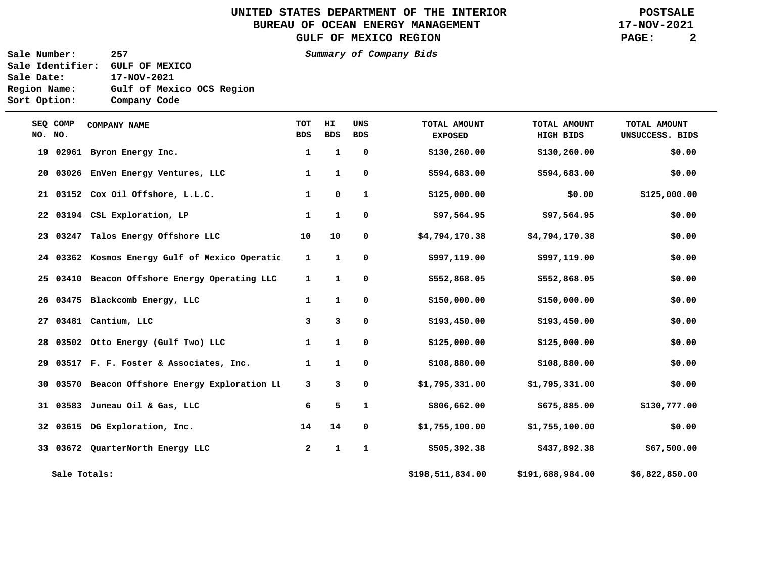UNITED STATES DEPARTMENT OF THE INTERIOR
BUREAU OF OCEAN ENERGY MANAGEMENT
GULF OF MEXICO REGION

POSTSALE
17-NOV-2021

Sale Number: 257
Sale Identifier: GULF OF MEXICO
Sale Date: 17-NOV-2021
Region Name: Gulf of Mexico OCS Region
Sort Option: Company Code

*Summary of Company Bids*

| SEQ NO. | COMP NO. | COMPANY NAME | TOT BDS | HI BDS | UNS BDS | TOTAL AMOUNT EXPOSED | TOTAL AMOUNT HIGH BIDS | TOTAL AMOUNT UNSUCCESS. BIDS |
|---|---|---|---|---|---|---|---|---|
| 19 | 02961 | Byron Energy Inc. | 1 | 1 | 0 | $130,260.00 | $130,260.00 | $0.00 |
| 20 | 03026 | EnVen Energy Ventures, LLC | 1 | 1 | 0 | $594,683.00 | $594,683.00 | $0.00 |
| 21 | 03152 | Cox Oil Offshore, L.L.C. | 1 | 0 | 1 | $125,000.00 | $0.00 | $125,000.00 |
| 22 | 03194 | CSL Exploration, LP | 1 | 1 | 0 | $97,564.95 | $97,564.95 | $0.00 |
| 23 | 03247 | Talos Energy Offshore LLC | 10 | 10 | 0 | $4,794,170.38 | $4,794,170.38 | $0.00 |
| 24 | 03362 | Kosmos Energy Gulf of Mexico Operatio | 1 | 1 | 0 | $997,119.00 | $997,119.00 | $0.00 |
| 25 | 03410 | Beacon Offshore Energy Operating LLC | 1 | 1 | 0 | $552,868.05 | $552,868.05 | $0.00 |
| 26 | 03475 | Blackcomb Energy, LLC | 1 | 1 | 0 | $150,000.00 | $150,000.00 | $0.00 |
| 27 | 03481 | Cantium, LLC | 3 | 3 | 0 | $193,450.00 | $193,450.00 | $0.00 |
| 28 | 03502 | Otto Energy (Gulf Two) LLC | 1 | 1 | 0 | $125,000.00 | $125,000.00 | $0.00 |
| 29 | 03517 | F. F. Foster & Associates, Inc. | 1 | 1 | 0 | $108,880.00 | $108,880.00 | $0.00 |
| 30 | 03570 | Beacon Offshore Energy Exploration LL | 3 | 3 | 0 | $1,795,331.00 | $1,795,331.00 | $0.00 |
| 31 | 03583 | Juneau Oil & Gas, LLC | 6 | 5 | 1 | $806,662.00 | $675,885.00 | $130,777.00 |
| 32 | 03615 | DG Exploration, Inc. | 14 | 14 | 0 | $1,755,100.00 | $1,755,100.00 | $0.00 |
| 33 | 03672 | QuarterNorth Energy LLC | 2 | 1 | 1 | $505,392.38 | $437,892.38 | $67,500.00 |
| | | Sale Totals: | | | | $198,511,834.00 | $191,688,984.00 | $6,822,850.00 |